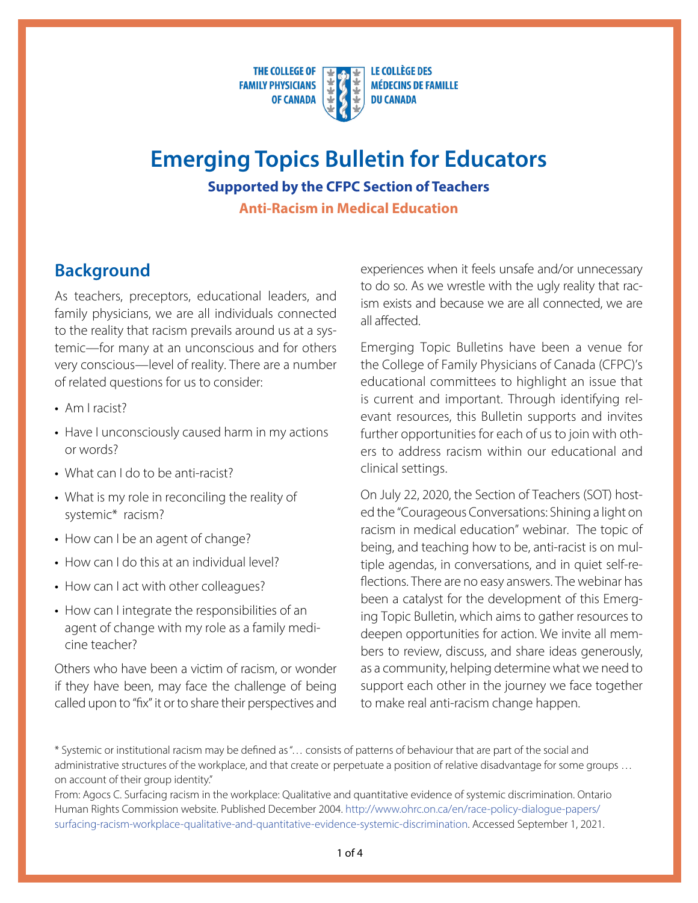THE COLLEGE OF FAMILY PHYSICIANS OF CANADA

LE COLLÈGE DES MÉDECINS DE FAMILLE DU CANADA

# Emerging Topics Bulletin for Educators

### Supported by the CFPC Section of Teachers

### Anti-Racism in Medical Education

## Background

As teachers, preceptors, educational leaders, and family physicians, we are all individuals connected to the reality that racism prevails around us at a systemic—for many at an unconscious and for others very conscious—level of reality. There are a number of related questions for us to consider:

- Am I racist?
- Have I unconsciously caused harm in my actions or words?
- What can I do to be anti-racist?
- What is my role in reconciling the reality of systemic* racism?
- How can I be an agent of change?
- How can I do this at an individual level?
- How can I act with other colleagues?
- How can I integrate the responsibilities of an agent of change with my role as a family medicine teacher?

Others who have been a victim of racism, or wonder if they have been, may face the challenge of being called upon to "fix" it or to share their perspectives and experiences when it feels unsafe and/or unnecessary to do so. As we wrestle with the ugly reality that racism exists and because we are all connected, we are all affected.

Emerging Topic Bulletins have been a venue for the College of Family Physicians of Canada (CFPC)'s educational committees to highlight an issue that is current and important. Through identifying relevant resources, this Bulletin supports and invites further opportunities for each of us to join with others to address racism within our educational and clinical settings.

On July 22, 2020, the Section of Teachers (SOT) hosted the "Courageous Conversations: Shining a light on racism in medical education" webinar. The topic of being, and teaching how to be, anti-racist is on multiple agendas, in conversations, and in quiet self-reflections. There are no easy answers. The webinar has been a catalyst for the development of this Emerging Topic Bulletin, which aims to gather resources to deepen opportunities for action. We invite all members to review, discuss, and share ideas generously, as a community, helping determine what we need to support each other in the journey we face together to make real anti-racism change happen.

* Systemic or institutional racism may be defined as "… consists of patterns of behaviour that are part of the social and administrative structures of the workplace, and that create or perpetuate a position of relative disadvantage for some groups … on account of their group identity."

From: Agocs C. Surfacing racism in the workplace: Qualitative and quantitative evidence of systemic discrimination. Ontario Human Rights Commission website. Published December 2004. http://www.ohrc.on.ca/en/race-policy-dialogue-papers/surfacing-racism-workplace-qualitative-and-quantitative-evidence-systemic-discrimination. Accessed September 1, 2021.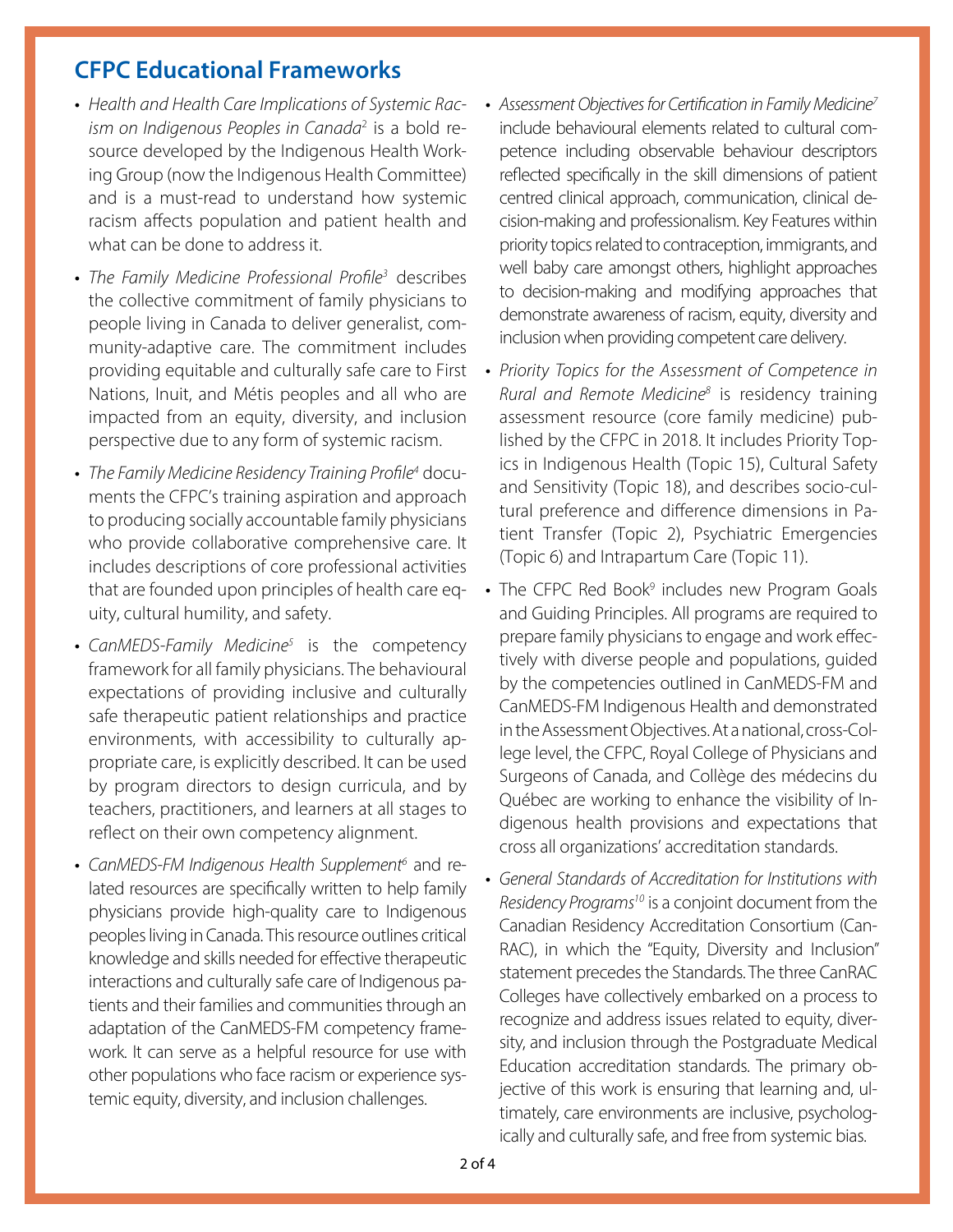## CFPC Educational Frameworks

- *Health and Health Care Implications of Systemic Racism on Indigenous Peoples in Canada*[2] is a bold resource developed by the Indigenous Health Working Group (now the Indigenous Health Committee) and is a must-read to understand how systemic racism affects population and patient health and what can be done to address it.
- *The Family Medicine Professional Profile*[3] describes the collective commitment of family physicians to people living in Canada to deliver generalist, community-adaptive care. The commitment includes providing equitable and culturally safe care to First Nations, Inuit, and Métis peoples and all who are impacted from an equity, diversity, and inclusion perspective due to any form of systemic racism.
- *The Family Medicine Residency Training Profile*[4] documents the CFPC's training aspiration and approach to producing socially accountable family physicians who provide collaborative comprehensive care. It includes descriptions of core professional activities that are founded upon principles of health care equity, cultural humility, and safety.
- *CanMEDS-Family Medicine*[5] is the competency framework for all family physicians. The behavioural expectations of providing inclusive and culturally safe therapeutic patient relationships and practice environments, with accessibility to culturally appropriate care, is explicitly described. It can be used by program directors to design curricula, and by teachers, practitioners, and learners at all stages to reflect on their own competency alignment.
- *CanMEDS-FM Indigenous Health Supplement*[6] and related resources are specifically written to help family physicians provide high-quality care to Indigenous peoples living in Canada. This resource outlines critical knowledge and skills needed for effective therapeutic interactions and culturally safe care of Indigenous patients and their families and communities through an adaptation of the CanMEDS-FM competency framework. It can serve as a helpful resource for use with other populations who face racism or experience systemic equity, diversity, and inclusion challenges.
- *Assessment Objectives for Certification in Family Medicine*[7] include behavioural elements related to cultural competence including observable behaviour descriptors reflected specifically in the skill dimensions of patient centred clinical approach, communication, clinical decision-making and professionalism. Key Features within priority topics related to contraception, immigrants, and well baby care amongst others, highlight approaches to decision-making and modifying approaches that demonstrate awareness of racism, equity, diversity and inclusion when providing competent care delivery.
- *Priority Topics for the Assessment of Competence in Rural and Remote Medicine*[8] is residency training assessment resource (core family medicine) published by the CFPC in 2018. It includes Priority Topics in Indigenous Health (Topic 15), Cultural Safety and Sensitivity (Topic 18), and describes socio-cultural preference and difference dimensions in Patient Transfer (Topic 2), Psychiatric Emergencies (Topic 6) and Intrapartum Care (Topic 11).
- The CFPC Red Book[9] includes new Program Goals and Guiding Principles. All programs are required to prepare family physicians to engage and work effectively with diverse people and populations, guided by the competencies outlined in CanMEDS-FM and CanMEDS-FM Indigenous Health and demonstrated in the Assessment Objectives. At a national, cross-College level, the CFPC, Royal College of Physicians and Surgeons of Canada, and Collège des médecins du Québec are working to enhance the visibility of Indigenous health provisions and expectations that cross all organizations' accreditation standards.
- *General Standards of Accreditation for Institutions with Residency Programs*[10] is a conjoint document from the Canadian Residency Accreditation Consortium (CanRAC), in which the "Equity, Diversity and Inclusion" statement precedes the Standards. The three CanRAC Colleges have collectively embarked on a process to recognize and address issues related to equity, diversity, and inclusion through the Postgraduate Medical Education accreditation standards. The primary objective of this work is ensuring that learning and, ultimately, care environments are inclusive, psychologically and culturally safe, and free from systemic bias.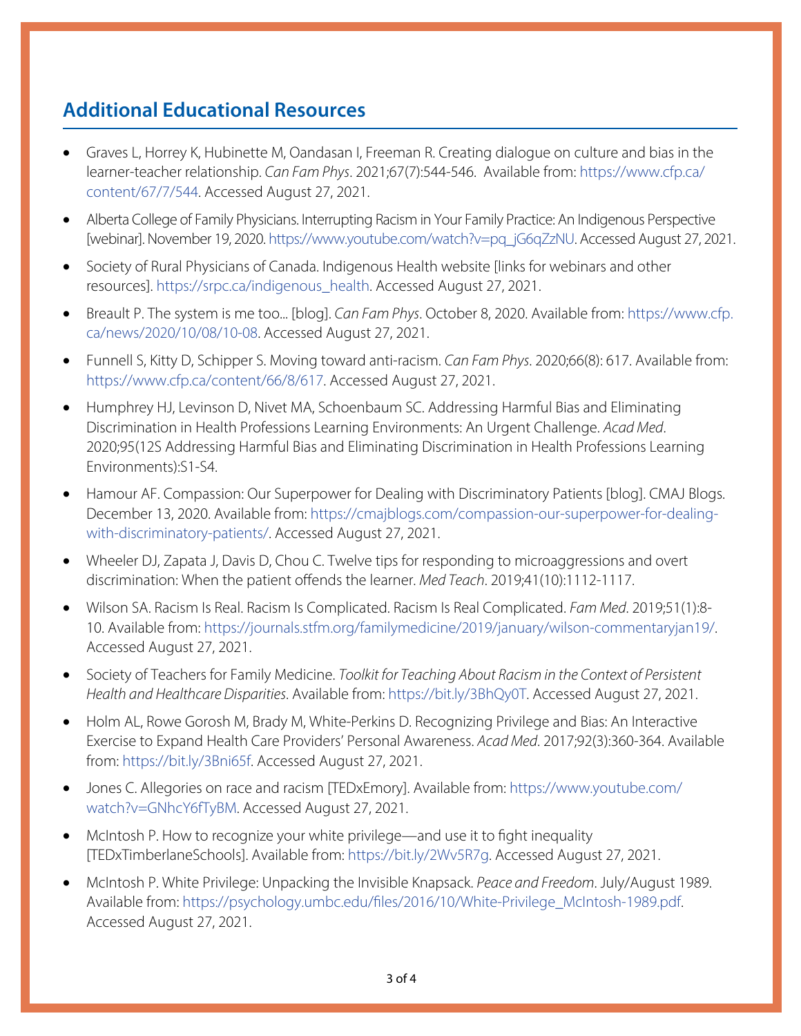## Additional Educational Resources

- Graves L, Horrey K, Hubinette M, Oandasan I, Freeman R. Creating dialogue on culture and bias in the learner-teacher relationship. *Can Fam Phys*. 2021;67(7):544-546. Available from: https://www.cfp.ca/content/67/7/544. Accessed August 27, 2021.
- Alberta College of Family Physicians. Interrupting Racism in Your Family Practice: An Indigenous Perspective [webinar]. November 19, 2020. https://www.youtube.com/watch?v=pq_jG6qZzNU. Accessed August 27, 2021.
- Society of Rural Physicians of Canada. Indigenous Health website [links for webinars and other resources]. https://srpc.ca/indigenous_health. Accessed August 27, 2021.
- Breault P. The system is me too... [blog]. *Can Fam Phys*. October 8, 2020. Available from: https://www.cfp.ca/news/2020/10/08/10-08. Accessed August 27, 2021.
- Funnell S, Kitty D, Schipper S. Moving toward anti-racism. *Can Fam Phys*. 2020;66(8): 617. Available from: https://www.cfp.ca/content/66/8/617. Accessed August 27, 2021.
- Humphrey HJ, Levinson D, Nivet MA, Schoenbaum SC. Addressing Harmful Bias and Eliminating Discrimination in Health Professions Learning Environments: An Urgent Challenge. *Acad Med*. 2020;95(12S Addressing Harmful Bias and Eliminating Discrimination in Health Professions Learning Environments):S1-S4.
- Hamour AF. Compassion: Our Superpower for Dealing with Discriminatory Patients [blog]. CMAJ Blogs. December 13, 2020. Available from: https://cmajblogs.com/compassion-our-superpower-for-dealing-with-discriminatory-patients/. Accessed August 27, 2021.
- Wheeler DJ, Zapata J, Davis D, Chou C. Twelve tips for responding to microaggressions and overt discrimination: When the patient offends the learner. *Med Teach*. 2019;41(10):1112-1117.
- Wilson SA. Racism Is Real. Racism Is Complicated. Racism Is Real Complicated. *Fam Med*. 2019;51(1):8-10. Available from: https://journals.stfm.org/familymedicine/2019/january/wilson-commentaryjan19/. Accessed August 27, 2021.
- Society of Teachers for Family Medicine. *Toolkit for Teaching About Racism in the Context of Persistent Health and Healthcare Disparities*. Available from: https://bit.ly/3BhQy0T. Accessed August 27, 2021.
- Holm AL, Rowe Gorosh M, Brady M, White-Perkins D. Recognizing Privilege and Bias: An Interactive Exercise to Expand Health Care Providers' Personal Awareness. *Acad Med*. 2017;92(3):360-364. Available from: https://bit.ly/3Bni65f. Accessed August 27, 2021.
- Jones C. Allegories on race and racism [TEDxEmory]. Available from: https://www.youtube.com/watch?v=GNhcY6fTyBM. Accessed August 27, 2021.
- McIntosh P. How to recognize your white privilege—and use it to fight inequality [TEDxTimberlaneSchools]. Available from: https://bit.ly/2Wv5R7g. Accessed August 27, 2021.
- McIntosh P. White Privilege: Unpacking the Invisible Knapsack. *Peace and Freedom*. July/August 1989. Available from: https://psychology.umbc.edu/files/2016/10/White-Privilege_McIntosh-1989.pdf. Accessed August 27, 2021.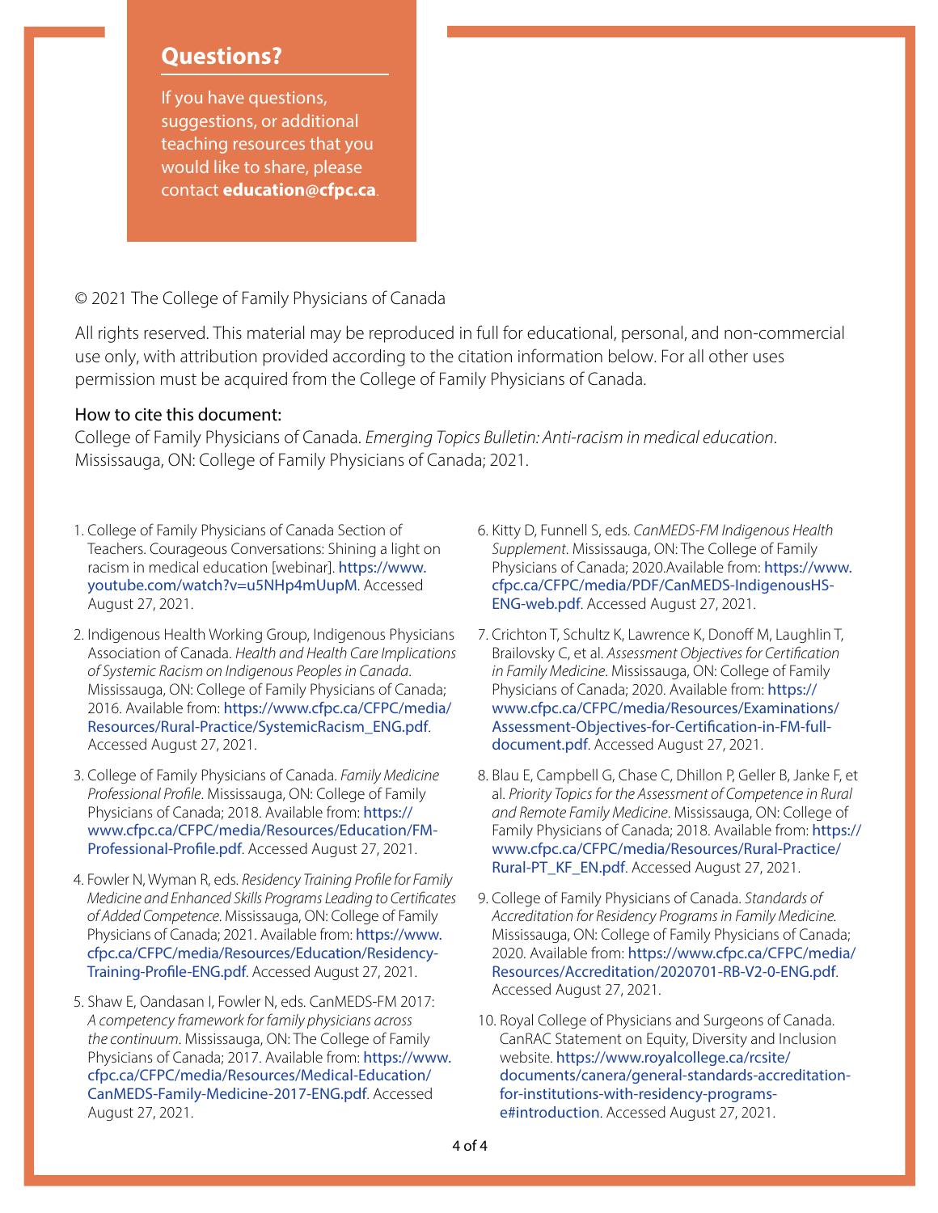## Questions?

If you have questions, suggestions, or additional teaching resources that you would like to share, please contact **education@cfpc.ca**.

© 2021 The College of Family Physicians of Canada

All rights reserved. This material may be reproduced in full for educational, personal, and non-commercial use only, with attribution provided according to the citation information below. For all other uses permission must be acquired from the College of Family Physicians of Canada.

How to cite this document:
College of Family Physicians of Canada. *Emerging Topics Bulletin: Anti-racism in medical education*. Mississauga, ON: College of Family Physicians of Canada; 2021.

1. College of Family Physicians of Canada Section of Teachers. Courageous Conversations: Shining a light on racism in medical education [webinar]. https://www.youtube.com/watch?v=u5NHp4mUupM. Accessed August 27, 2021.
2. Indigenous Health Working Group, Indigenous Physicians Association of Canada. *Health and Health Care Implications of Systemic Racism on Indigenous Peoples in Canada*. Mississauga, ON: College of Family Physicians of Canada; 2016. Available from: https://www.cfpc.ca/CFPC/media/Resources/Rural-Practice/SystemicRacism_ENG.pdf. Accessed August 27, 2021.
3. College of Family Physicians of Canada. *Family Medicine Professional Profile*. Mississauga, ON: College of Family Physicians of Canada; 2018. Available from: https://www.cfpc.ca/CFPC/media/Resources/Education/FM-Professional-Profile.pdf. Accessed August 27, 2021.
4. Fowler N, Wyman R, eds. *Residency Training Profile for Family Medicine and Enhanced Skills Programs Leading to Certificates of Added Competence*. Mississauga, ON: College of Family Physicians of Canada; 2021. Available from: https://www.cfpc.ca/CFPC/media/Resources/Education/Residency-Training-Profile-ENG.pdf. Accessed August 27, 2021.
5. Shaw E, Oandasan I, Fowler N, eds. CanMEDS-FM 2017: *A competency framework for family physicians across the continuum*. Mississauga, ON: The College of Family Physicians of Canada; 2017. Available from: https://www.cfpc.ca/CFPC/media/Resources/Medical-Education/CanMEDS-Family-Medicine-2017-ENG.pdf. Accessed August 27, 2021.
6. Kitty D, Funnell S, eds. *CanMEDS-FM Indigenous Health Supplement*. Mississauga, ON: The College of Family Physicians of Canada; 2020.Available from: https://www.cfpc.ca/CFPC/media/PDF/CanMEDS-IndigenousHS-ENG-web.pdf. Accessed August 27, 2021.
7. Crichton T, Schultz K, Lawrence K, Donoff M, Laughlin T, Brailovsky C, et al. *Assessment Objectives for Certification in Family Medicine*. Mississauga, ON: College of Family Physicians of Canada; 2020. Available from: https://www.cfpc.ca/CFPC/media/Resources/Examinations/Assessment-Objectives-for-Certification-in-FM-full-document.pdf. Accessed August 27, 2021.
8. Blau E, Campbell G, Chase C, Dhillon P, Geller B, Janke F, et al. *Priority Topics for the Assessment of Competence in Rural and Remote Family Medicine*. Mississauga, ON: College of Family Physicians of Canada; 2018. Available from: https://www.cfpc.ca/CFPC/media/Resources/Rural-Practice/Rural-PT_KF_EN.pdf. Accessed August 27, 2021.
9. College of Family Physicians of Canada. *Standards of Accreditation for Residency Programs in Family Medicine*. Mississauga, ON: College of Family Physicians of Canada; 2020. Available from: https://www.cfpc.ca/CFPC/media/Resources/Accreditation/2020701-RB-V2-0-ENG.pdf. Accessed August 27, 2021.
10. Royal College of Physicians and Surgeons of Canada. CanRAC Statement on Equity, Diversity and Inclusion website. https://www.royalcollege.ca/rcsite/documents/canera/general-standards-accreditation-for-institutions-with-residency-programs-e#introduction. Accessed August 27, 2021.